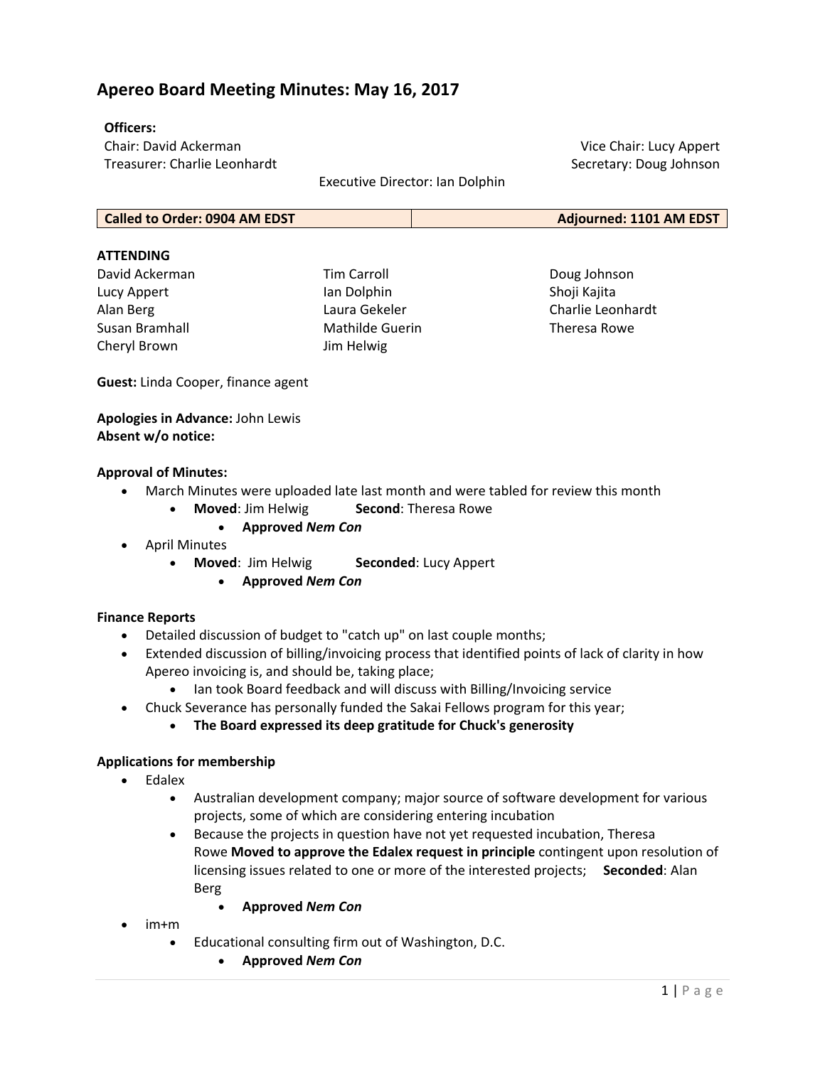# Apereo Board Meeting Minutes: May 16, 2017

**Officers:**

Chair: David Ackerman
Vice Chair: Lucy Appert
Treasurer: Charlie Leonhardt
Secretary: Doug Johnson
Executive Director: Ian Dolphin

| Called to Order: 0904 AM EDST | Adjourned: 1101 AM EDST |
| --- | --- |

**ATTENDING**

David Ackerman
Lucy Appert
Alan Berg
Susan Bramhall
Cheryl Brown
Tim Carroll
Ian Dolphin
Laura Gekeler
Mathilde Guerin
Jim Helwig
Doug Johnson
Shoji Kajita
Charlie Leonhardt
Theresa Rowe

**Guest:** Linda Cooper, finance agent

**Apologies in Advance:** John Lewis
**Absent w/o notice:**

**Approval of Minutes:**

- March Minutes were uploaded late last month and were tabled for review this month
  - **Moved**: Jim Helwig **Second**: Theresa Rowe
    - **Approved *Nem Con***
- April Minutes
  - **Moved**: Jim Helwig **Seconded**: Lucy Appert
    - **Approved *Nem Con***

**Finance Reports**

- Detailed discussion of budget to "catch up" on last couple months;
- Extended discussion of billing/invoicing process that identified points of lack of clarity in how Apereo invoicing is, and should be, taking place;
  - Ian took Board feedback and will discuss with Billing/Invoicing service
- Chuck Severance has personally funded the Sakai Fellows program for this year;
  - **The Board expressed its deep gratitude for Chuck's generosity**

**Applications for membership**

- Edalex
  - Australian development company; major source of software development for various projects, some of which are considering entering incubation
  - Because the projects in question have not yet requested incubation, Theresa Rowe **Moved to approve the Edalex request in principle** contingent upon resolution of licensing issues related to one or more of the interested projects; **Seconded**: Alan Berg
    - **Approved *Nem Con***
- im+m
  - Educational consulting firm out of Washington, D.C.
    - **Approved *Nem Con***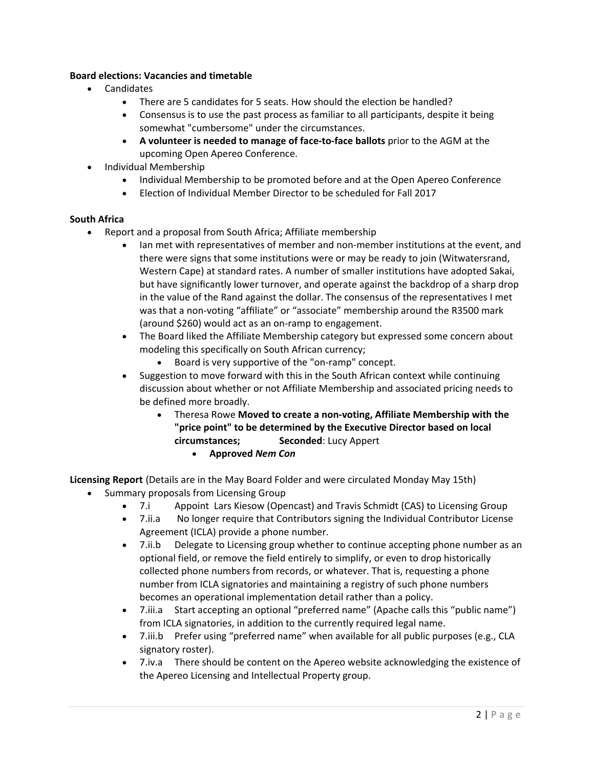**Board elections: Vacancies and timetable**

- Candidates
    - There are 5 candidates for 5 seats. How should the election be handled?
    - Consensus is to use the past process as familiar to all participants, despite it being somewhat "cumbersome" under the circumstances.
    - **A volunteer is needed to manage of face-to-face ballots** prior to the AGM at the upcoming Open Apereo Conference.
- Individual Membership
    - Individual Membership to be promoted before and at the Open Apereo Conference
    - Election of Individual Member Director to be scheduled for Fall 2017

**South Africa**

- Report and a proposal from South Africa; Affiliate membership
    - Ian met with representatives of member and non-member institutions at the event, and there were signs that some institutions were or may be ready to join (Witwatersrand, Western Cape) at standard rates. A number of smaller institutions have adopted Sakai, but have significantly lower turnover, and operate against the backdrop of a sharp drop in the value of the Rand against the dollar. The consensus of the representatives I met was that a non-voting "affiliate" or "associate" membership around the R3500 mark (around $260) would act as an on-ramp to engagement.
    - The Board liked the Affiliate Membership category but expressed some concern about modeling this specifically on South African currency;
        - Board is very supportive of the "on-ramp" concept.
    - Suggestion to move forward with this in the South African context while continuing discussion about whether or not Affiliate Membership and associated pricing needs to be defined more broadly.
        - Theresa Rowe **Moved to create a non-voting, Affiliate Membership with the "price point" to be determined by the Executive Director based on local circumstances;** **Seconded**: Lucy Appert
            - **Approved *Nem Con***

**Licensing Report** (Details are in the May Board Folder and were circulated Monday May 15th)

- Summary proposals from Licensing Group
    - 7.i Appoint Lars Kiesow (Opencast) and Travis Schmidt (CAS) to Licensing Group
    - 7.ii.a No longer require that Contributors signing the Individual Contributor License Agreement (ICLA) provide a phone number.
    - 7.ii.b Delegate to Licensing group whether to continue accepting phone number as an optional field, or remove the field entirely to simplify, or even to drop historically collected phone numbers from records, or whatever. That is, requesting a phone number from ICLA signatories and maintaining a registry of such phone numbers becomes an operational implementation detail rather than a policy.
    - 7.iii.a Start accepting an optional "preferred name" (Apache calls this "public name") from ICLA signatories, in addition to the currently required legal name.
    - 7.iii.b Prefer using "preferred name" when available for all public purposes (e.g., CLA signatory roster).
    - 7.iv.a There should be content on the Apereo website acknowledging the existence of the Apereo Licensing and Intellectual Property group.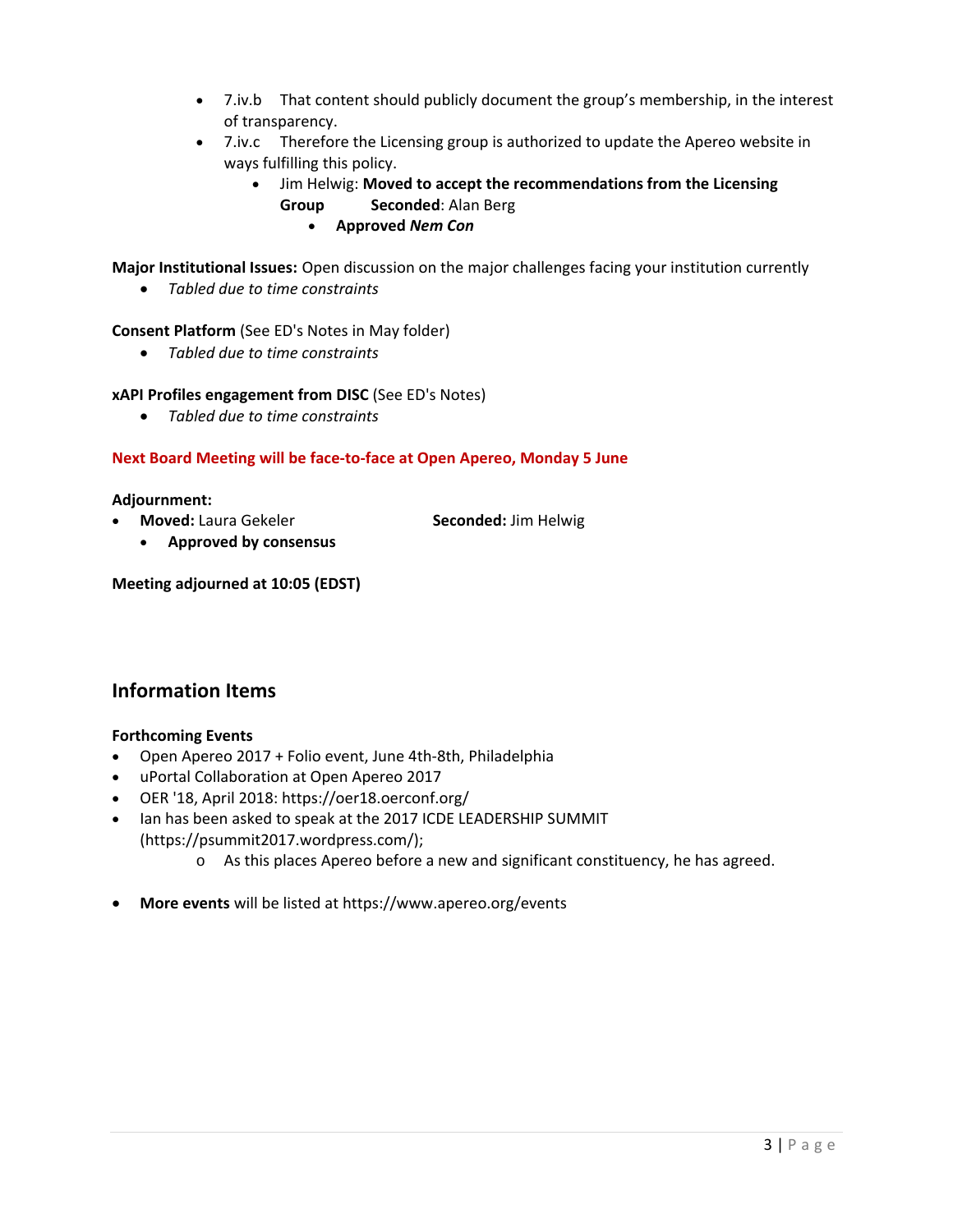- 7.iv.b That content should publicly document the group's membership, in the interest of transparency.
- 7.iv.c Therefore the Licensing group is authorized to update the Apereo website in ways fulfilling this policy.
    - Jim Helwig: **Moved to accept the recommendations from the Licensing Group** **Seconded**: Alan Berg
        - **Approved *Nem Con***

**Major Institutional Issues:** Open discussion on the major challenges facing your institution currently

- *Tabled due to time constraints*

**Consent Platform** (See ED's Notes in May folder)

- *Tabled due to time constraints*

**xAPI Profiles engagement from DISC** (See ED's Notes)

- *Tabled due to time constraints*

**Next Board Meeting will be face-to-face at Open Apereo, Monday 5 June**

**Adjournment:**

- **Moved:** Laura Gekeler **Seconded:** Jim Helwig
    - **Approved by consensus**

**Meeting adjourned at 10:05 (EDST)**

## Information Items

**Forthcoming Events**

- Open Apereo 2017 + Folio event, June 4th-8th, Philadelphia
- uPortal Collaboration at Open Apereo 2017
- OER '18, April 2018: https://oer18.oerconf.org/
- Ian has been asked to speak at the 2017 ICDE LEADERSHIP SUMMIT (https://psummit2017.wordpress.com/);
    - As this places Apereo before a new and significant constituency, he has agreed.

- **More events** will be listed at https://www.apereo.org/events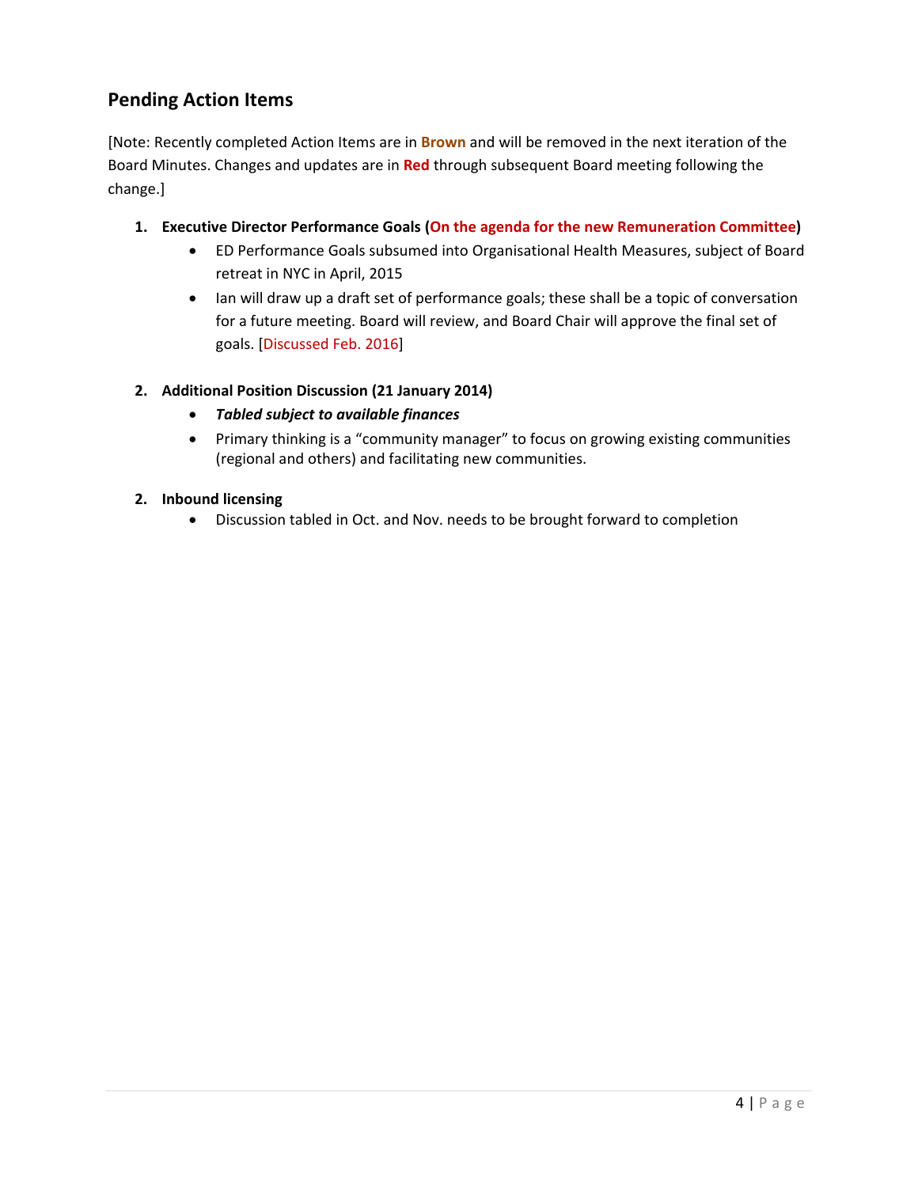## Pending Action Items

[Note: Recently completed Action Items are in **Brown** and will be removed in the next iteration of the Board Minutes. Changes and updates are in **Red** through subsequent Board meeting following the change.]

1. **Executive Director Performance Goals (On the agenda for the new Remuneration Committee)**
   - ED Performance Goals subsumed into Organisational Health Measures, subject of Board retreat in NYC in April, 2015
   - Ian will draw up a draft set of performance goals; these shall be a topic of conversation for a future meeting. Board will review, and Board Chair will approve the final set of goals. [Discussed Feb. 2016]

2. **Additional Position Discussion (21 January 2014)**
   - ***Tabled subject to available finances***
   - Primary thinking is a “community manager” to focus on growing existing communities (regional and others) and facilitating new communities.

2. **Inbound licensing**
   - Discussion tabled in Oct. and Nov. needs to be brought forward to completion